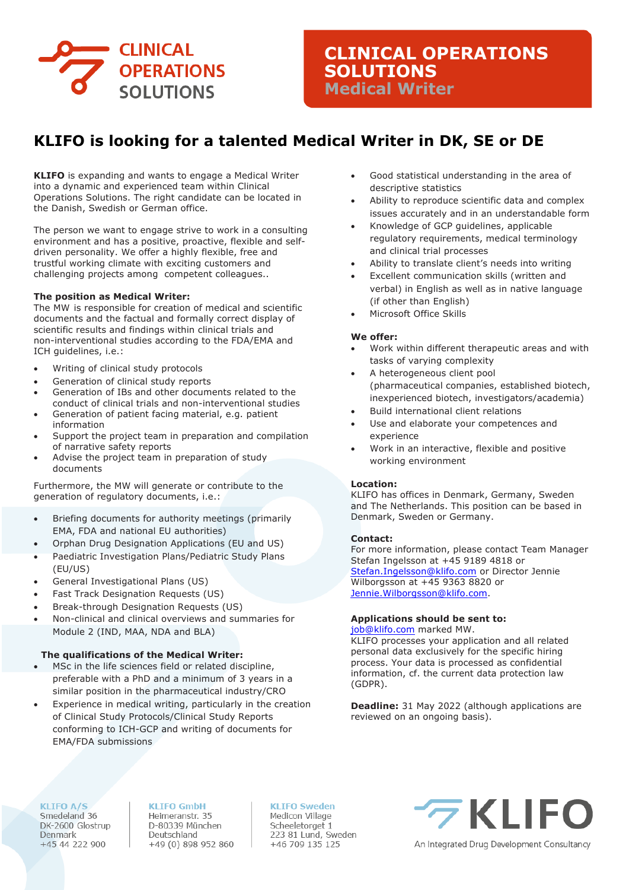CLINICAL OPERATIONS SOLUTIONS

# CLINICAL OPERATIONS SOLUTIONS
## Medical Writer

# KLIFO is looking for a talented Medical Writer in DK, SE or DE

**KLIFO** is expanding and wants to engage a Medical Writer into a dynamic and experienced team within Clinical Operations Solutions. The right candidate can be located in the Danish, Swedish or German office.

The person we want to engage strive to work in a consulting environment and has a positive, proactive, flexible and self-driven personality. We offer a highly flexible, free and trustful working climate with exciting customers and challenging projects among competent colleagues..

**The position as Medical Writer:**
The MW is responsible for creation of medical and scientific documents and the factual and formally correct display of scientific results and findings within clinical trials and non-interventional studies according to the FDA/EMA and ICH guidelines, i.e.:

- Writing of clinical study protocols
- Generation of clinical study reports
- Generation of IBs and other documents related to the conduct of clinical trials and non-interventional studies
- Generation of patient facing material, e.g. patient information
- Support the project team in preparation and compilation of narrative safety reports
- Advise the project team in preparation of study documents

Furthermore, the MW will generate or contribute to the generation of regulatory documents, i.e.:

- Briefing documents for authority meetings (primarily EMA, FDA and national EU authorities)
- Orphan Drug Designation Applications (EU and US)
- Paediatric Investigation Plans/Pediatric Study Plans (EU/US)
- General Investigational Plans (US)
- Fast Track Designation Requests (US)
- Break-through Designation Requests (US)
- Non-clinical and clinical overviews and summaries for Module 2 (IND, MAA, NDA and BLA)

**The qualifications of the Medical Writer:**
- MSc in the life sciences field or related discipline, preferable with a PhD and a minimum of 3 years in a similar position in the pharmaceutical industry/CRO
- Experience in medical writing, particularly in the creation of Clinical Study Protocols/Clinical Study Reports conforming to ICH-GCP and writing of documents for EMA/FDA submissions
- Good statistical understanding in the area of descriptive statistics
- Ability to reproduce scientific data and complex issues accurately and in an understandable form
- Knowledge of GCP guidelines, applicable regulatory requirements, medical terminology and clinical trial processes
- Ability to translate client's needs into writing
- Excellent communication skills (written and verbal) in English as well as in native language (if other than English)
- Microsoft Office Skills

**We offer:**
- Work within different therapeutic areas and with tasks of varying complexity
- A heterogeneous client pool (pharmaceutical companies, established biotech, inexperienced biotech, investigators/academia)
- Build international client relations
- Use and elaborate your competences and experience
- Work in an interactive, flexible and positive working environment

**Location:**
KLIFO has offices in Denmark, Germany, Sweden and The Netherlands. This position can be based in Denmark, Sweden or Germany.

**Contact:**
For more information, please contact Team Manager Stefan Ingelsson at +45 9189 4818 or Stefan.Ingelsson@klifo.com or Director Jennie Wilborgsson at +45 9363 8820 or Jennie.Wilborgsson@klifo.com.

**Applications should be sent to:**
job@klifo.com marked MW.
KLIFO processes your application and all related personal data exclusively for the specific hiring process. Your data is processed as confidential information, cf. the current data protection law (GDPR).

**Deadline:** 31 May 2022 (although applications are reviewed on an ongoing basis).

**KLIFO A/S**
Smedeland 36
DK-2600 Glostrup
Denmark
+45 44 222 900

**KLIFO GmbH**
Heimeranstr. 35
D-80339 München
Deutschland
+49 (0) 898 952 860

**KLIFO Sweden**
Medicon Village
Scheeletorget 1
223 81 Lund, Sweden
+46 709 135 125

KLIFO
An Integrated Drug Development Consultancy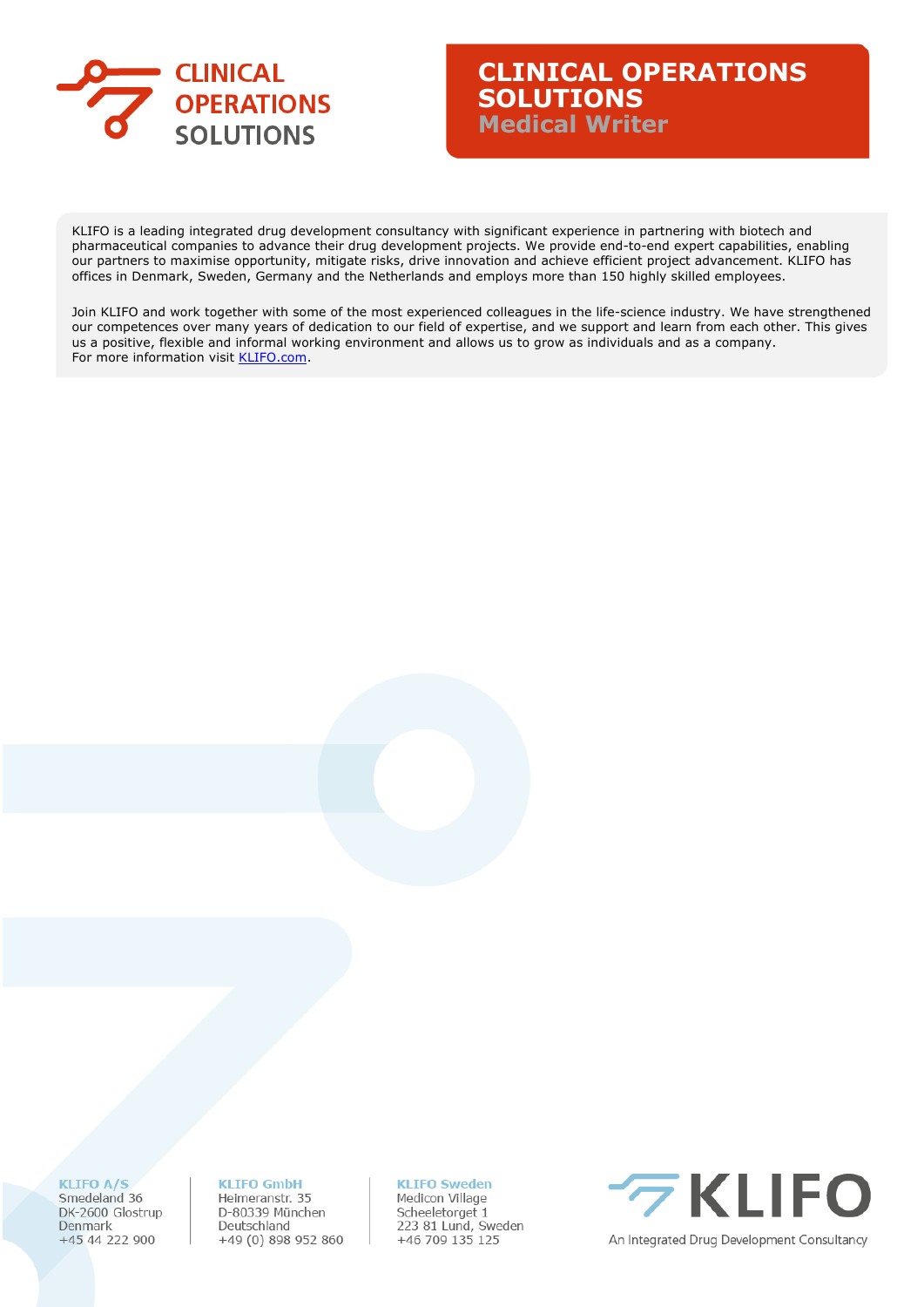CLINICAL OPERATIONS SOLUTIONS

# CLINICAL OPERATIONS SOLUTIONS
## Medical Writer

KLIFO is a leading integrated drug development consultancy with significant experience in partnering with biotech and pharmaceutical companies to advance their drug development projects. We provide end-to-end expert capabilities, enabling our partners to maximise opportunity, mitigate risks, drive innovation and achieve efficient project advancement. KLIFO has offices in Denmark, Sweden, Germany and the Netherlands and employs more than 150 highly skilled employees.

Join KLIFO and work together with some of the most experienced colleagues in the life-science industry. We have strengthened our competences over many years of dedication to our field of expertise, and we support and learn from each other. This gives us a positive, flexible and informal working environment and allows us to grow as individuals and as a company.
For more information visit [KLIFO.com](KLIFO.com).

**KLIFO A/S**
Smedeland 36
DK-2600 Glostrup
Denmark
+45 44 222 900

**KLIFO GmbH**
Heimeranstr. 35
D-80339 München
Deutschland
+49 (0) 898 952 860

**KLIFO Sweden**
Medicon Village
Scheeletorget 1
223 81 Lund, Sweden
+46 709 135 125

KLIFO
An Integrated Drug Development Consultancy